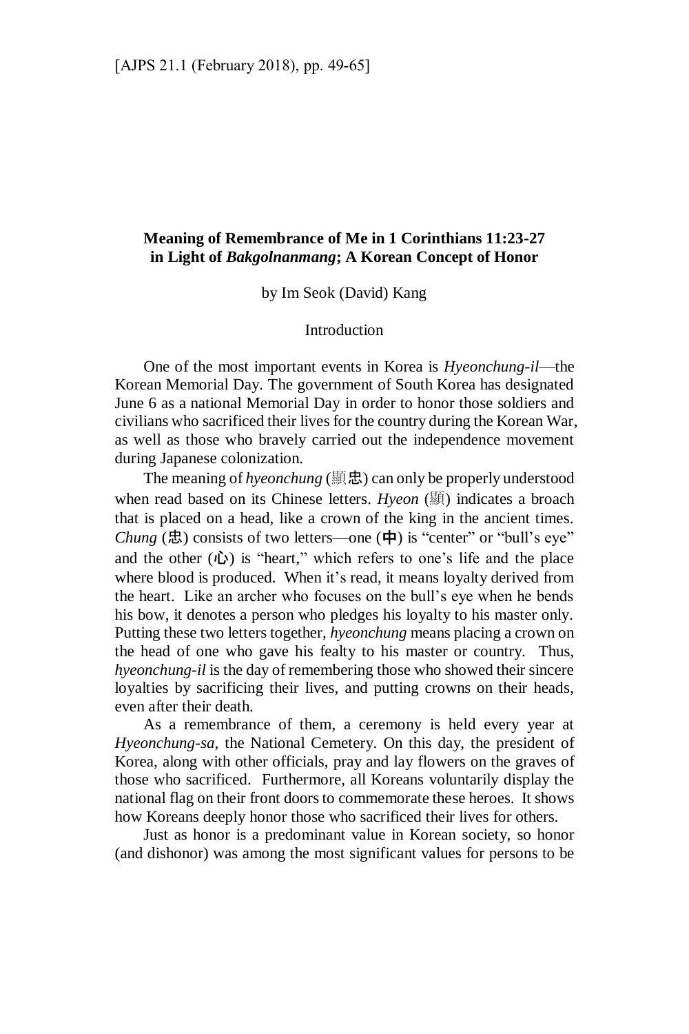**Meaning of Remembrance of Me in 1 Corinthians 11:23-27 in Light of *Bakgolnanmang*; A Korean Concept of Honor**

by Im Seok (David) Kang

## Introduction

One of the most important events in Korea is *Hyeonchung-il*—the Korean Memorial Day. The government of South Korea has designated June 6 as a national Memorial Day in order to honor those soldiers and civilians who sacrificed their lives for the country during the Korean War, as well as those who bravely carried out the independence movement during Japanese colonization.

The meaning of *hyeonchung* (顯忠) can only be properly understood when read based on its Chinese letters. *Hyeon* (顯) indicates a broach that is placed on a head, like a crown of the king in the ancient times. *Chung* (忠) consists of two letters—one (中) is "center" or "bull's eye" and the other (心) is "heart," which refers to one's life and the place where blood is produced. When it's read, it means loyalty derived from the heart. Like an archer who focuses on the bull's eye when he bends his bow, it denotes a person who pledges his loyalty to his master only. Putting these two letters together, *hyeonchung* means placing a crown on the head of one who gave his fealty to his master or country. Thus, *hyeonchung-il* is the day of remembering those who showed their sincere loyalties by sacrificing their lives, and putting crowns on their heads, even after their death.

As a remembrance of them, a ceremony is held every year at *Hyeonchung-sa*, the National Cemetery. On this day, the president of Korea, along with other officials, pray and lay flowers on the graves of those who sacrificed. Furthermore, all Koreans voluntarily display the national flag on their front doors to commemorate these heroes. It shows how Koreans deeply honor those who sacrificed their lives for others.

Just as honor is a predominant value in Korean society, so honor (and dishonor) was among the most significant values for persons to be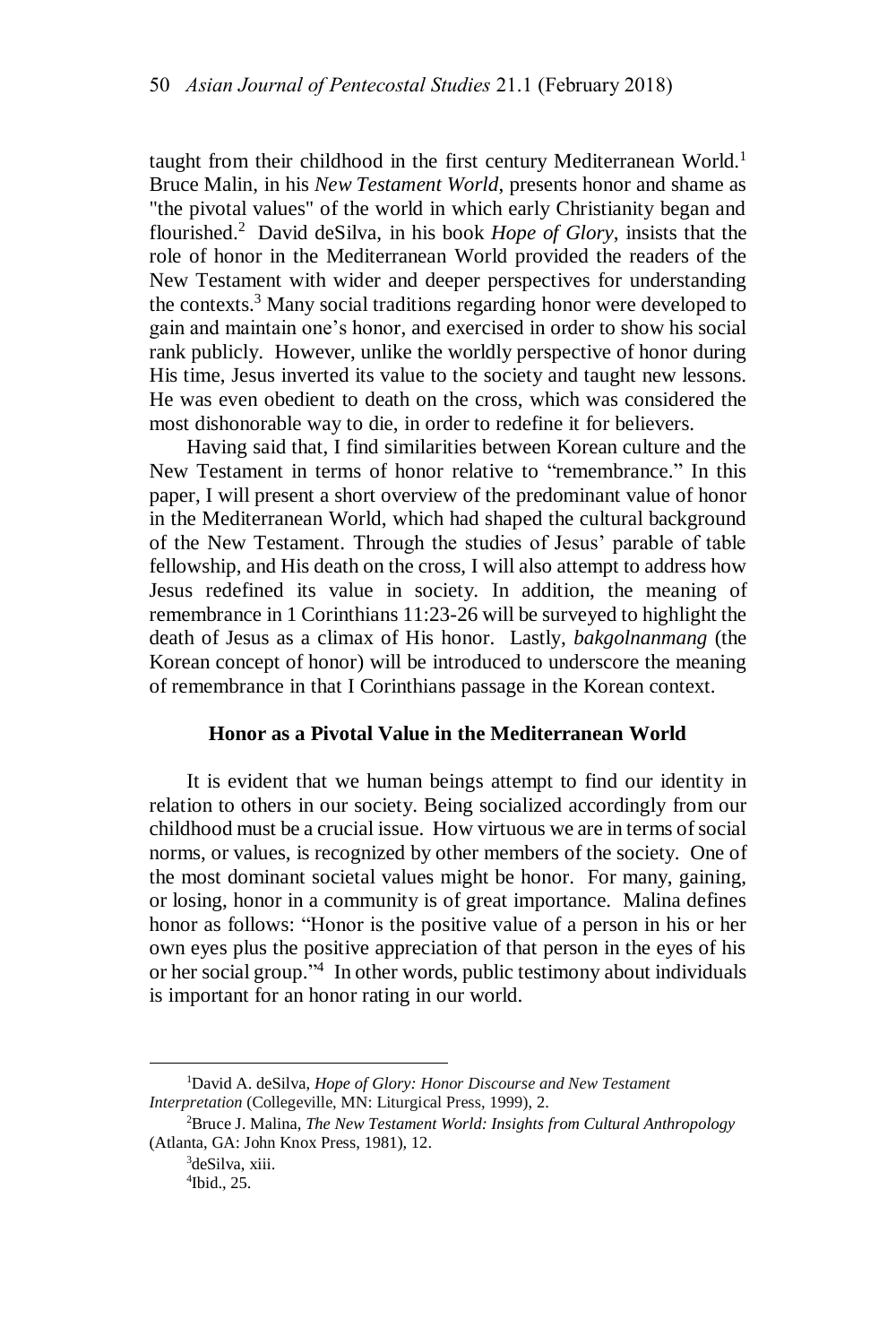taught from their childhood in the first century Mediterranean World.[1] Bruce Malin, in his *New Testament World*, presents honor and shame as "the pivotal values" of the world in which early Christianity began and flourished.[2] David deSilva, in his book *Hope of Glory*, insists that the role of honor in the Mediterranean World provided the readers of the New Testament with wider and deeper perspectives for understanding the contexts.[3] Many social traditions regarding honor were developed to gain and maintain one's honor, and exercised in order to show his social rank publicly. However, unlike the worldly perspective of honor during His time, Jesus inverted its value to the society and taught new lessons. He was even obedient to death on the cross, which was considered the most dishonorable way to die, in order to redefine it for believers.

Having said that, I find similarities between Korean culture and the New Testament in terms of honor relative to "remembrance." In this paper, I will present a short overview of the predominant value of honor in the Mediterranean World, which had shaped the cultural background of the New Testament. Through the studies of Jesus' parable of table fellowship, and His death on the cross, I will also attempt to address how Jesus redefined its value in society. In addition, the meaning of remembrance in 1 Corinthians 11:23-26 will be surveyed to highlight the death of Jesus as a climax of His honor. Lastly, *bakgolnanmang* (the Korean concept of honor) will be introduced to underscore the meaning of remembrance in that I Corinthians passage in the Korean context.

## Honor as a Pivotal Value in the Mediterranean World

It is evident that we human beings attempt to find our identity in relation to others in our society. Being socialized accordingly from our childhood must be a crucial issue. How virtuous we are in terms of social norms, or values, is recognized by other members of the society. One of the most dominant societal values might be honor. For many, gaining, or losing, honor in a community is of great importance. Malina defines honor as follows: "Honor is the positive value of a person in his or her own eyes plus the positive appreciation of that person in the eyes of his or her social group."[4] In other words, public testimony about individuals is important for an honor rating in our world.

---

[1]David A. deSilva, *Hope of Glory: Honor Discourse and New Testament Interpretation* (Collegeville, MN: Liturgical Press, 1999), 2.

[2]Bruce J. Malina, *The New Testament World: Insights from Cultural Anthropology* (Atlanta, GA: John Knox Press, 1981), 12.

[3]deSilva, xiii.

[4]Ibid., 25.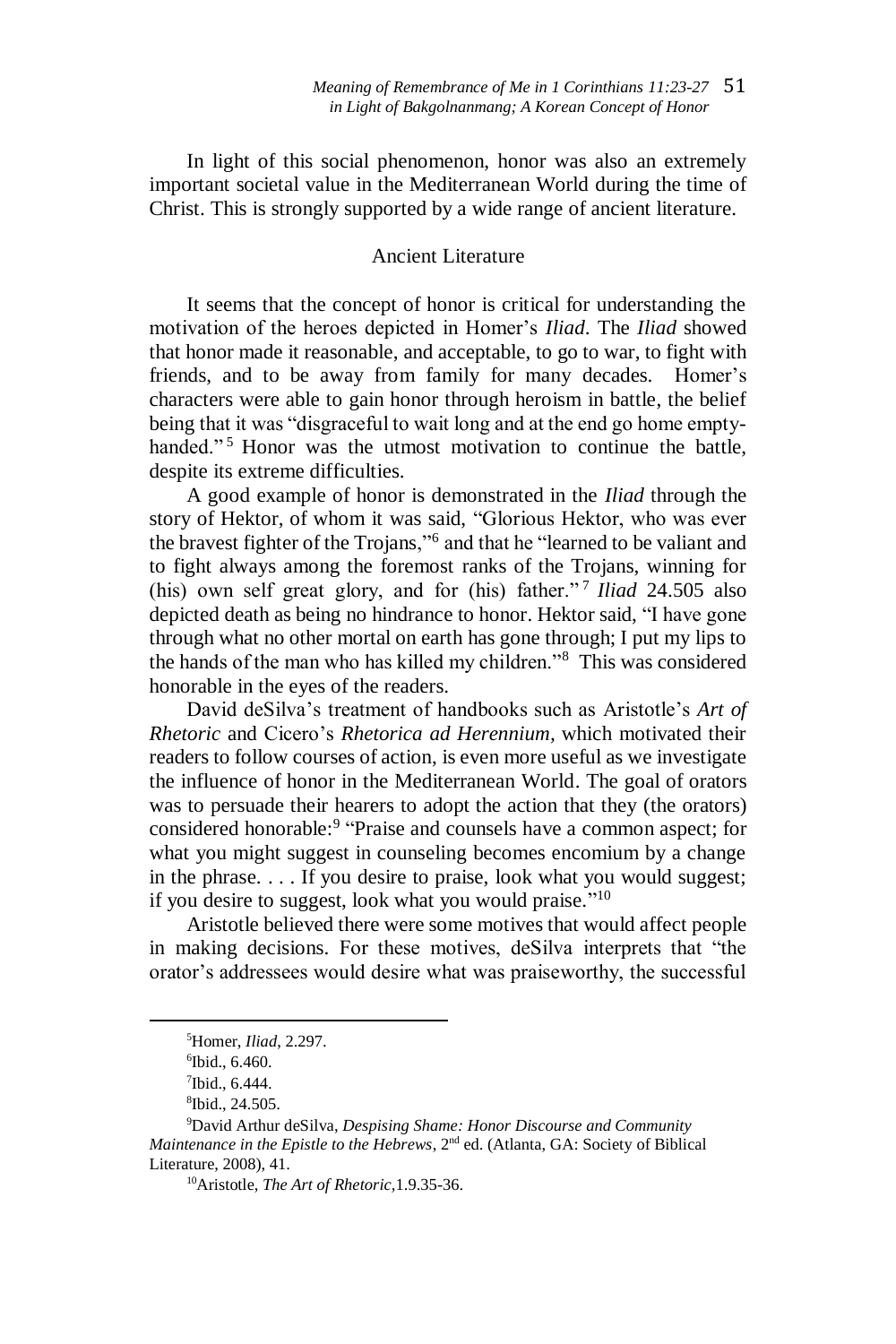In light of this social phenomenon, honor was also an extremely important societal value in the Mediterranean World during the time of Christ. This is strongly supported by a wide range of ancient literature.

## Ancient Literature

It seems that the concept of honor is critical for understanding the motivation of the heroes depicted in Homer's *Iliad*. The *Iliad* showed that honor made it reasonable, and acceptable, to go to war, to fight with friends, and to be away from family for many decades. Homer's characters were able to gain honor through heroism in battle, the belief being that it was "disgraceful to wait long and at the end go home empty-handed."[5] Honor was the utmost motivation to continue the battle, despite its extreme difficulties.

A good example of honor is demonstrated in the *Iliad* through the story of Hektor, of whom it was said, "Glorious Hektor, who was ever the bravest fighter of the Trojans,"[6] and that he "learned to be valiant and to fight always among the foremost ranks of the Trojans, winning for (his) own self great glory, and for (his) father."[7] *Iliad* 24.505 also depicted death as being no hindrance to honor. Hektor said, "I have gone through what no other mortal on earth has gone through; I put my lips to the hands of the man who has killed my children."[8] This was considered honorable in the eyes of the readers.

David deSilva's treatment of handbooks such as Aristotle's *Art of Rhetoric* and Cicero's *Rhetorica ad Herennium*, which motivated their readers to follow courses of action, is even more useful as we investigate the influence of honor in the Mediterranean World. The goal of orators was to persuade their hearers to adopt the action that they (the orators) considered honorable:[9] "Praise and counsels have a common aspect; for what you might suggest in counseling becomes encomium by a change in the phrase. . . . If you desire to praise, look what you would suggest; if you desire to suggest, look what you would praise."[10]

Aristotle believed there were some motives that would affect people in making decisions. For these motives, deSilva interprets that "the orator's addressees would desire what was praiseworthy, the successful

---

[5] Homer, *Iliad*, 2.297.

[6] Ibid., 6.460.

[7] Ibid., 6.444.

[8] Ibid., 24.505.

[9] David Arthur deSilva, *Despising Shame: Honor Discourse and Community Maintenance in the Epistle to the Hebrews*, 2nd ed. (Atlanta, GA: Society of Biblical Literature, 2008), 41.

[10] Aristotle, *The Art of Rhetoric*,1.9.35-36.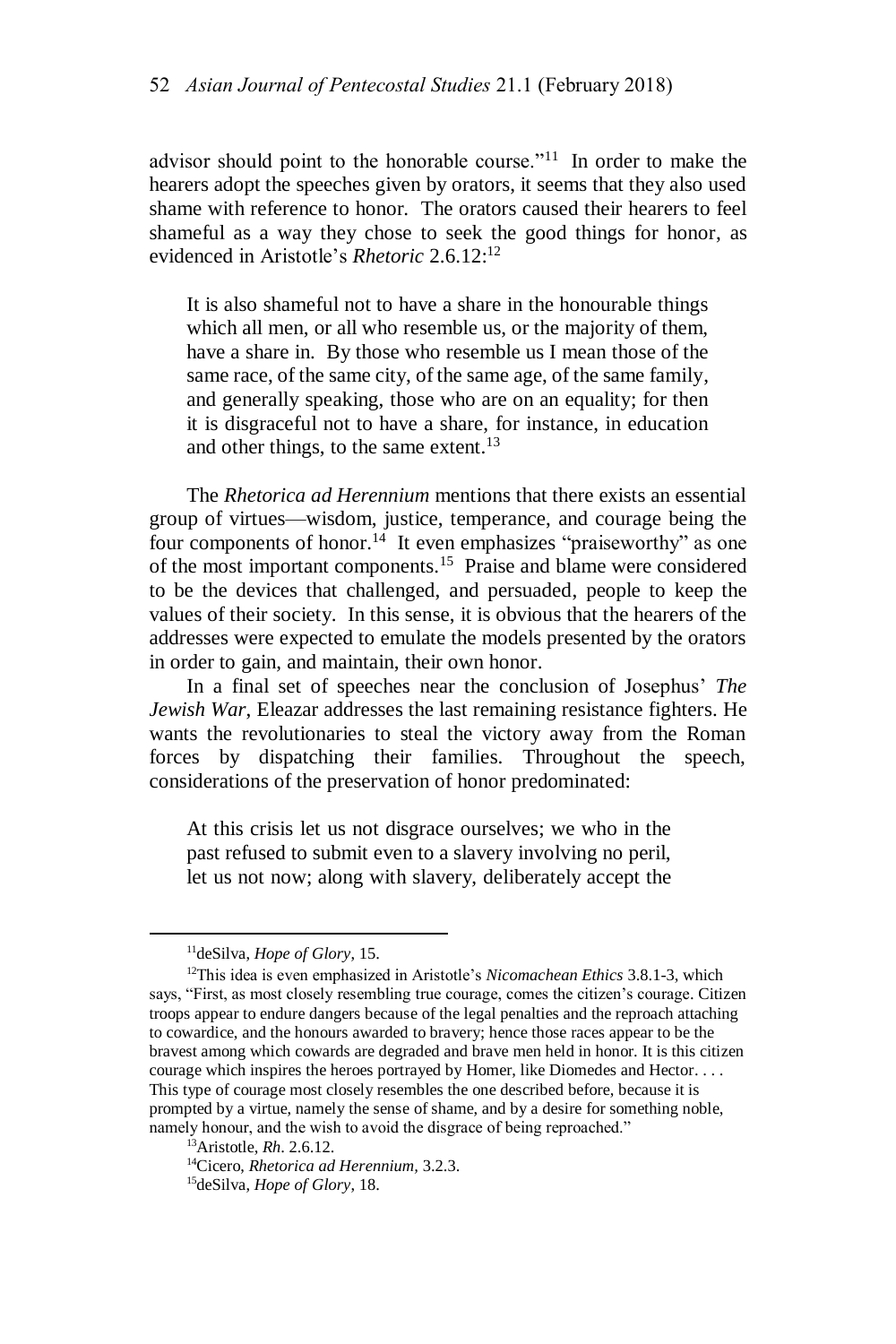advisor should point to the honorable course."[11] In order to make the hearers adopt the speeches given by orators, it seems that they also used shame with reference to honor. The orators caused their hearers to feel shameful as a way they chose to seek the good things for honor, as evidenced in Aristotle's *Rhetoric* 2.6.12:[12]

> It is also shameful not to have a share in the honourable things which all men, or all who resemble us, or the majority of them, have a share in. By those who resemble us I mean those of the same race, of the same city, of the same age, of the same family, and generally speaking, those who are on an equality; for then it is disgraceful not to have a share, for instance, in education and other things, to the same extent.[13]

The *Rhetorica ad Herennium* mentions that there exists an essential group of virtues—wisdom, justice, temperance, and courage being the four components of honor.[14] It even emphasizes "praiseworthy" as one of the most important components.[15] Praise and blame were considered to be the devices that challenged, and persuaded, people to keep the values of their society. In this sense, it is obvious that the hearers of the addresses were expected to emulate the models presented by the orators in order to gain, and maintain, their own honor.

In a final set of speeches near the conclusion of Josephus' *The Jewish War*, Eleazar addresses the last remaining resistance fighters. He wants the revolutionaries to steal the victory away from the Roman forces by dispatching their families. Throughout the speech, considerations of the preservation of honor predominated:

> At this crisis let us not disgrace ourselves; we who in the past refused to submit even to a slavery involving no peril, let us not now; along with slavery, deliberately accept the

---

[11] deSilva, *Hope of Glory*, 15.

[12] This idea is even emphasized in Aristotle's *Nicomachean Ethics* 3.8.1-3, which says, "First, as most closely resembling true courage, comes the citizen's courage. Citizen troops appear to endure dangers because of the legal penalties and the reproach attaching to cowardice, and the honours awarded to bravery; hence those races appear to be the bravest among which cowards are degraded and brave men held in honor. It is this citizen courage which inspires the heroes portrayed by Homer, like Diomedes and Hector. . . . This type of courage most closely resembles the one described before, because it is prompted by a virtue, namely the sense of shame, and by a desire for something noble, namely honour, and the wish to avoid the disgrace of being reproached."

[13] Aristotle, *Rh*. 2.6.12.

[14] Cicero, *Rhetorica ad Herennium*, 3.2.3.

[15] deSilva, *Hope of Glory*, 18.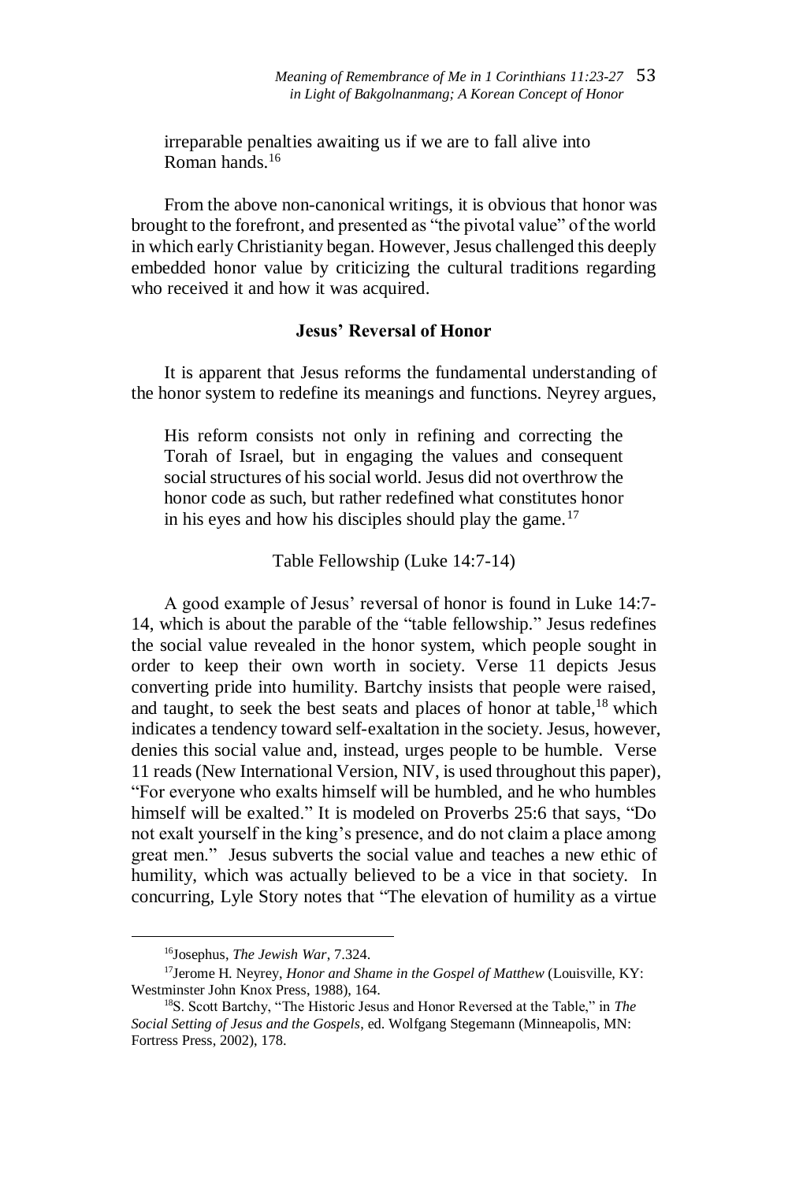> irreparable penalties awaiting us if we are to fall alive into Roman hands.[16]

From the above non-canonical writings, it is obvious that honor was brought to the forefront, and presented as "the pivotal value" of the world in which early Christianity began. However, Jesus challenged this deeply embedded honor value by criticizing the cultural traditions regarding who received it and how it was acquired.

### Jesus' Reversal of Honor

It is apparent that Jesus reforms the fundamental understanding of the honor system to redefine its meanings and functions. Neyrey argues,

> His reform consists not only in refining and correcting the Torah of Israel, but in engaging the values and consequent social structures of his social world. Jesus did not overthrow the honor code as such, but rather redefined what constitutes honor in his eyes and how his disciples should play the game.[17]

#### Table Fellowship (Luke 14:7-14)

A good example of Jesus' reversal of honor is found in Luke 14:7-14, which is about the parable of the "table fellowship." Jesus redefines the social value revealed in the honor system, which people sought in order to keep their own worth in society. Verse 11 depicts Jesus converting pride into humility. Bartchy insists that people were raised, and taught, to seek the best seats and places of honor at table,[18] which indicates a tendency toward self-exaltation in the society. Jesus, however, denies this social value and, instead, urges people to be humble. Verse 11 reads (New International Version, NIV, is used throughout this paper), "For everyone who exalts himself will be humbled, and he who humbles himself will be exalted." It is modeled on Proverbs 25:6 that says, "Do not exalt yourself in the king's presence, and do not claim a place among great men." Jesus subverts the social value and teaches a new ethic of humility, which was actually believed to be a vice in that society. In concurring, Lyle Story notes that "The elevation of humility as a virtue

---

[16] Josephus, *The Jewish War*, 7.324.

[17] Jerome H. Neyrey, *Honor and Shame in the Gospel of Matthew* (Louisville, KY: Westminster John Knox Press, 1988), 164.

[18] S. Scott Bartchy, "The Historic Jesus and Honor Reversed at the Table," in *The Social Setting of Jesus and the Gospels*, ed. Wolfgang Stegemann (Minneapolis, MN: Fortress Press, 2002), 178.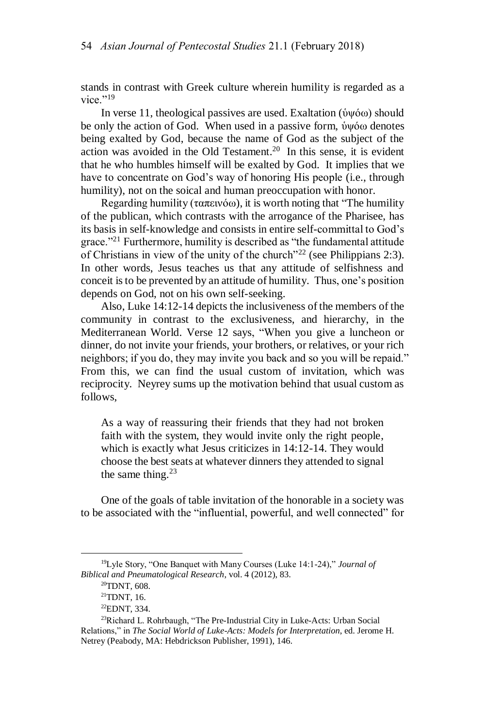stands in contrast with Greek culture wherein humility is regarded as a vice."[19]

In verse 11, theological passives are used. Exaltation (ὑψόω) should be only the action of God. When used in a passive form, ὑψόω denotes being exalted by God, because the name of God as the subject of the action was avoided in the Old Testament.[20] In this sense, it is evident that he who humbles himself will be exalted by God. It implies that we have to concentrate on God's way of honoring His people (i.e., through humility), not on the soical and human preoccupation with honor.

Regarding humility (ταπεινόω), it is worth noting that "The humility of the publican, which contrasts with the arrogance of the Pharisee, has its basis in self-knowledge and consists in entire self-committal to God's grace."[21] Furthermore, humility is described as "the fundamental attitude of Christians in view of the unity of the church"[22] (see Philippians 2:3). In other words, Jesus teaches us that any attitude of selfishness and conceit is to be prevented by an attitude of humility. Thus, one's position depends on God, not on his own self-seeking.

Also, Luke 14:12-14 depicts the inclusiveness of the members of the community in contrast to the exclusiveness, and hierarchy, in the Mediterranean World. Verse 12 says, "When you give a luncheon or dinner, do not invite your friends, your brothers, or relatives, or your rich neighbors; if you do, they may invite you back and so you will be repaid." From this, we can find the usual custom of invitation, which was reciprocity. Neyrey sums up the motivation behind that usual custom as follows,

> As a way of reassuring their friends that they had not broken faith with the system, they would invite only the right people, which is exactly what Jesus criticizes in 14:12-14. They would choose the best seats at whatever dinners they attended to signal the same thing.[23]

One of the goals of table invitation of the honorable in a society was to be associated with the "influential, powerful, and well connected" for

---

[19] Lyle Story, "One Banquet with Many Courses (Luke 14:1-24)," *Journal of Biblical and Pneumatological Research*, vol. 4 (2012), 83.

[20] TDNT, 608.

[21] TDNT, 16.

[22] EDNT, 334.

[23] Richard L. Rohrbaugh, "The Pre-Industrial City in Luke-Acts: Urban Social Relations," in *The Social World of Luke-Acts: Models for Interpretation*, ed. Jerome H. Netrey (Peabody, MA: Hebdrickson Publisher, 1991), 146.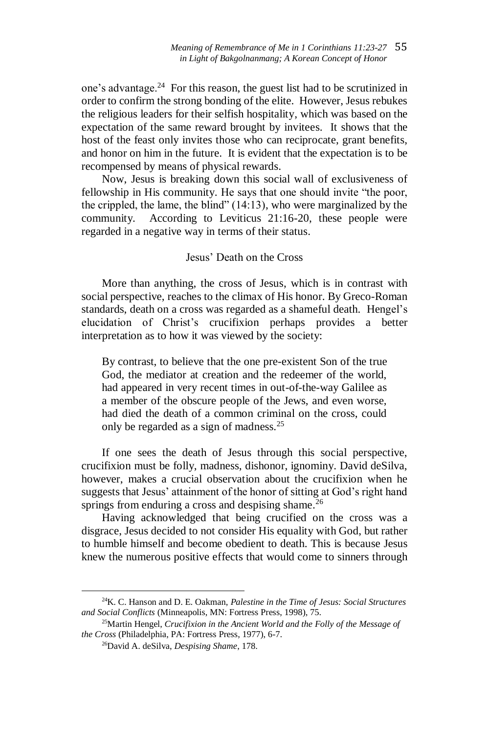one's advantage.[24] For this reason, the guest list had to be scrutinized in order to confirm the strong bonding of the elite. However, Jesus rebukes the religious leaders for their selfish hospitality, which was based on the expectation of the same reward brought by invitees. It shows that the host of the feast only invites those who can reciprocate, grant benefits, and honor on him in the future. It is evident that the expectation is to be recompensed by means of physical rewards.

Now, Jesus is breaking down this social wall of exclusiveness of fellowship in His community. He says that one should invite "the poor, the crippled, the lame, the blind" (14:13), who were marginalized by the community. According to Leviticus 21:16-20, these people were regarded in a negative way in terms of their status.

### Jesus' Death on the Cross

More than anything, the cross of Jesus, which is in contrast with social perspective, reaches to the climax of His honor. By Greco-Roman standards, death on a cross was regarded as a shameful death. Hengel's elucidation of Christ's crucifixion perhaps provides a better interpretation as to how it was viewed by the society:

> By contrast, to believe that the one pre-existent Son of the true God, the mediator at creation and the redeemer of the world, had appeared in very recent times in out-of-the-way Galilee as a member of the obscure people of the Jews, and even worse, had died the death of a common criminal on the cross, could only be regarded as a sign of madness.[25]

If one sees the death of Jesus through this social perspective, crucifixion must be folly, madness, dishonor, ignominy. David deSilva, however, makes a crucial observation about the crucifixion when he suggests that Jesus' attainment of the honor of sitting at God's right hand springs from enduring a cross and despising shame.[26]

Having acknowledged that being crucified on the cross was a disgrace, Jesus decided to not consider His equality with God, but rather to humble himself and become obedient to death. This is because Jesus knew the numerous positive effects that would come to sinners through

---

[24] K. C. Hanson and D. E. Oakman, *Palestine in the Time of Jesus: Social Structures and Social Conflicts* (Minneapolis, MN: Fortress Press, 1998), 75.

[25] Martin Hengel, *Crucifixion in the Ancient World and the Folly of the Message of the Cross* (Philadelphia, PA: Fortress Press, 1977), 6-7.

[26] David A. deSilva, *Despising Shame*, 178.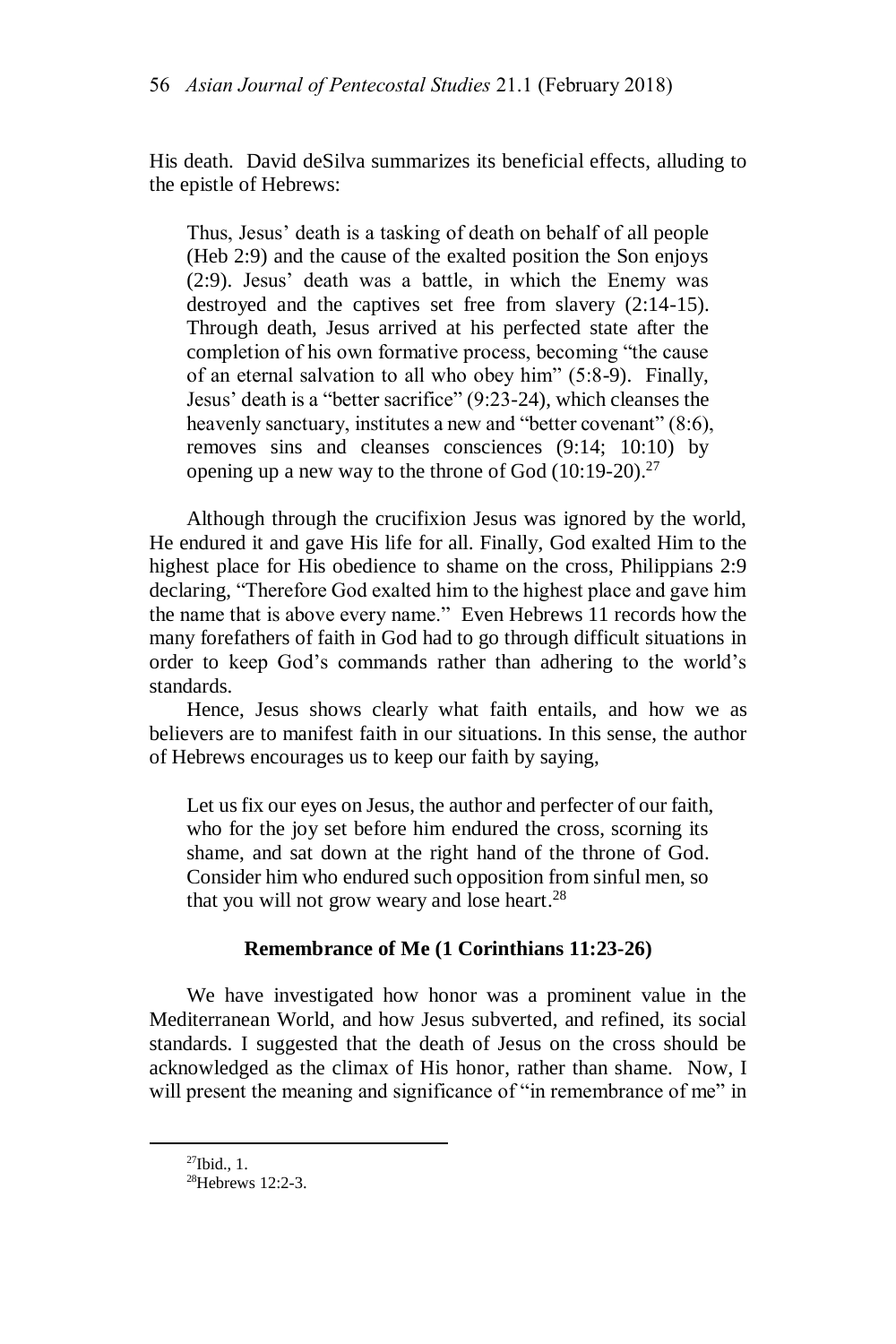His death. David deSilva summarizes its beneficial effects, alluding to the epistle of Hebrews:

> Thus, Jesus' death is a tasking of death on behalf of all people (Heb 2:9) and the cause of the exalted position the Son enjoys (2:9). Jesus' death was a battle, in which the Enemy was destroyed and the captives set free from slavery (2:14-15). Through death, Jesus arrived at his perfected state after the completion of his own formative process, becoming "the cause of an eternal salvation to all who obey him" (5:8-9). Finally, Jesus' death is a "better sacrifice" (9:23-24), which cleanses the heavenly sanctuary, institutes a new and "better covenant" (8:6), removes sins and cleanses consciences (9:14; 10:10) by opening up a new way to the throne of God (10:19-20).[27]

Although through the crucifixion Jesus was ignored by the world, He endured it and gave His life for all. Finally, God exalted Him to the highest place for His obedience to shame on the cross, Philippians 2:9 declaring, "Therefore God exalted him to the highest place and gave him the name that is above every name." Even Hebrews 11 records how the many forefathers of faith in God had to go through difficult situations in order to keep God's commands rather than adhering to the world's standards.

Hence, Jesus shows clearly what faith entails, and how we as believers are to manifest faith in our situations. In this sense, the author of Hebrews encourages us to keep our faith by saying,

> Let us fix our eyes on Jesus, the author and perfecter of our faith, who for the joy set before him endured the cross, scorning its shame, and sat down at the right hand of the throne of God. Consider him who endured such opposition from sinful men, so that you will not grow weary and lose heart.[28]

## Remembrance of Me (1 Corinthians 11:23-26)

We have investigated how honor was a prominent value in the Mediterranean World, and how Jesus subverted, and refined, its social standards. I suggested that the death of Jesus on the cross should be acknowledged as the climax of His honor, rather than shame. Now, I will present the meaning and significance of "in remembrance of me" in

---

[27]Ibid., 1.

[28]Hebrews 12:2-3.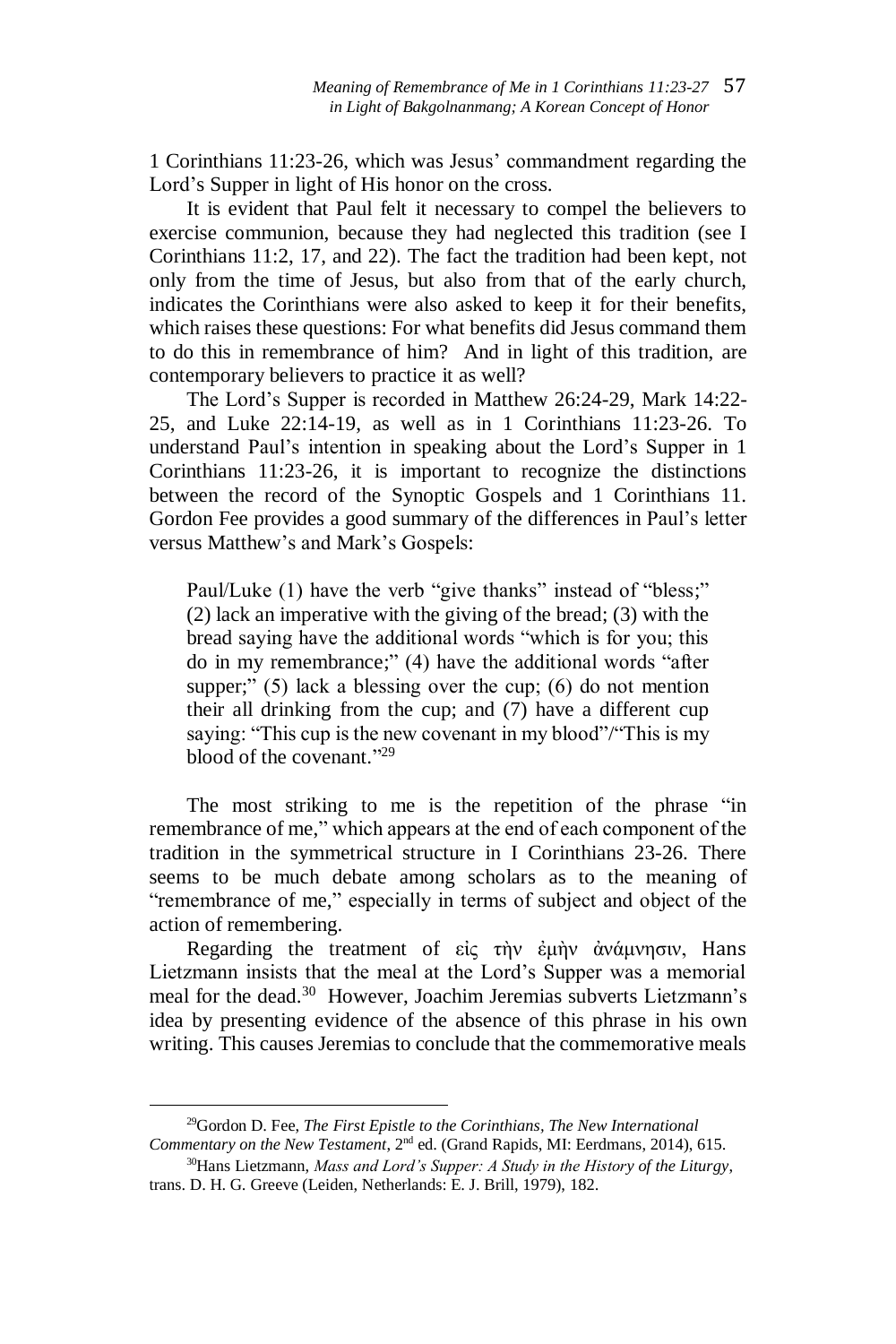1 Corinthians 11:23-26, which was Jesus' commandment regarding the Lord's Supper in light of His honor on the cross.

It is evident that Paul felt it necessary to compel the believers to exercise communion, because they had neglected this tradition (see I Corinthians 11:2, 17, and 22). The fact the tradition had been kept, not only from the time of Jesus, but also from that of the early church, indicates the Corinthians were also asked to keep it for their benefits, which raises these questions: For what benefits did Jesus command them to do this in remembrance of him? And in light of this tradition, are contemporary believers to practice it as well?

The Lord's Supper is recorded in Matthew 26:24-29, Mark 14:22-25, and Luke 22:14-19, as well as in 1 Corinthians 11:23-26. To understand Paul's intention in speaking about the Lord's Supper in 1 Corinthians 11:23-26, it is important to recognize the distinctions between the record of the Synoptic Gospels and 1 Corinthians 11. Gordon Fee provides a good summary of the differences in Paul's letter versus Matthew's and Mark's Gospels:

> Paul/Luke (1) have the verb "give thanks" instead of "bless;" (2) lack an imperative with the giving of the bread; (3) with the bread saying have the additional words "which is for you; this do in my remembrance;" (4) have the additional words "after supper;" (5) lack a blessing over the cup; (6) do not mention their all drinking from the cup; and (7) have a different cup saying: "This cup is the new covenant in my blood"/"This is my blood of the covenant."[29]

The most striking to me is the repetition of the phrase "in remembrance of me," which appears at the end of each component of the tradition in the symmetrical structure in I Corinthians 23-26. There seems to be much debate among scholars as to the meaning of "remembrance of me," especially in terms of subject and object of the action of remembering.

Regarding the treatment of εἰς τὴν ἐμὴν ἀνάμνησιν, Hans Lietzmann insists that the meal at the Lord's Supper was a memorial meal for the dead.[30] However, Joachim Jeremias subverts Lietzmann's idea by presenting evidence of the absence of this phrase in his own writing. This causes Jeremias to conclude that the commemorative meals

---

[29] Gordon D. Fee, *The First Epistle to the Corinthians, The New International Commentary on the New Testament*, 2nd ed. (Grand Rapids, MI: Eerdmans, 2014), 615.

[30] Hans Lietzmann, *Mass and Lord's Supper: A Study in the History of the Liturgy*, trans. D. H. G. Greeve (Leiden, Netherlands: E. J. Brill, 1979), 182.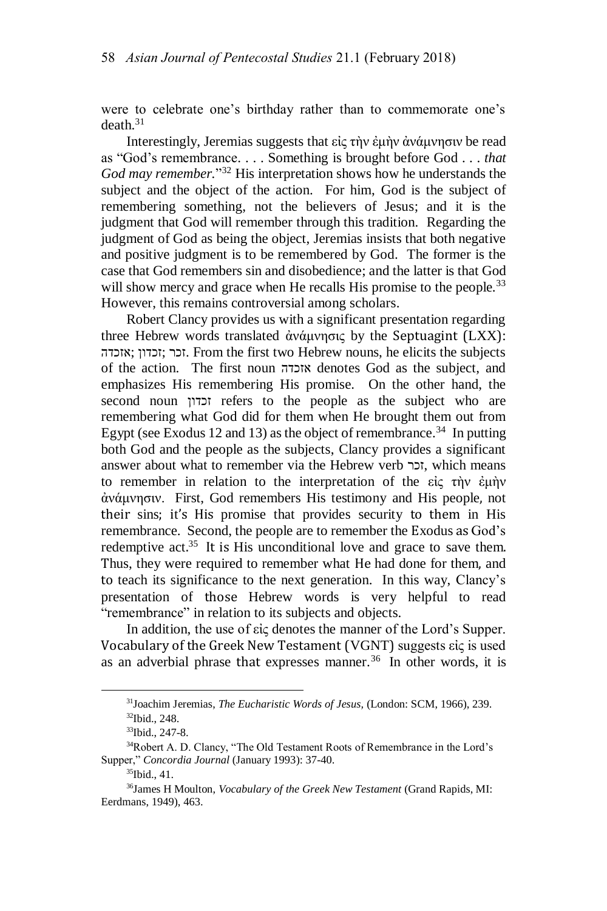were to celebrate one's birthday rather than to commemorate one's death.[31]

Interestingly, Jeremias suggests that εἰς τὴν ἐμὴν ἀνάμνησιν be read as "God's remembrance. . . . Something is brought before God . . . *that God may remember.*"[32] His interpretation shows how he understands the subject and the object of the action. For him, God is the subject of remembering something, not the believers of Jesus; and it is the judgment that God will remember through this tradition. Regarding the judgment of God as being the object, Jeremias insists that both negative and positive judgment is to be remembered by God. The former is the case that God remembers sin and disobedience; and the latter is that God will show mercy and grace when He recalls His promise to the people.[33] However, this remains controversial among scholars.

Robert Clancy provides us with a significant presentation regarding three Hebrew words translated ἀνάμνησις by the Septuagint (LXX): אזכדה; זכדון; זכר. From the first two Hebrew nouns, he elicits the subjects of the action. The first noun אזכדה denotes God as the subject, and emphasizes His remembering His promise. On the other hand, the second noun זכדון refers to the people as the subject who are remembering what God did for them when He brought them out from Egypt (see Exodus 12 and 13) as the object of remembrance.[34] In putting both God and the people as the subjects, Clancy provides a significant answer about what to remember via the Hebrew verb זכר, which means to remember in relation to the interpretation of the εἰς τὴν ἐμὴν ἀνάμνησιν. First, God remembers His testimony and His people, not their sins; it's His promise that provides security to them in His remembrance. Second, the people are to remember the Exodus as God's redemptive act.[35] It is His unconditional love and grace to save them. Thus, they were required to remember what He had done for them, and to teach its significance to the next generation. In this way, Clancy's presentation of those Hebrew words is very helpful to read "remembrance" in relation to its subjects and objects.

In addition, the use of εἰς denotes the manner of the Lord's Supper. Vocabulary of the Greek New Testament (VGNT) suggests εἰς is used as an adverbial phrase that expresses manner.[36] In other words, it is

---

[31]Joachim Jeremias, *The Eucharistic Words of Jesus,* (London: SCM, 1966), 239.

[32]Ibid., 248.

[33]Ibid., 247-8.

[34]Robert A. D. Clancy, "The Old Testament Roots of Remembrance in the Lord's Supper," *Concordia Journal* (January 1993): 37-40.

[35]Ibid., 41.

[36]James H Moulton, *Vocabulary of the Greek New Testament* (Grand Rapids, MI: Eerdmans, 1949), 463.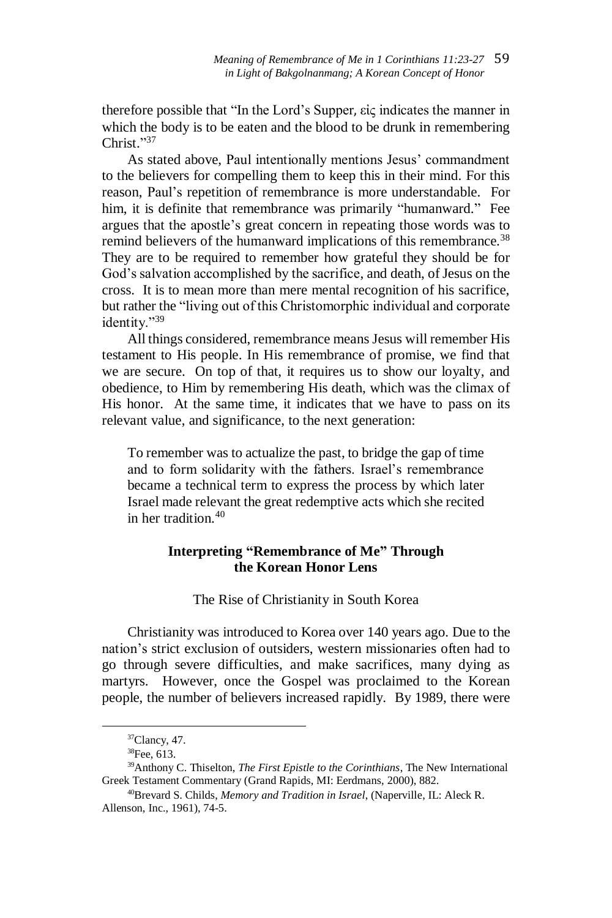therefore possible that "In the Lord's Supper, εἰς indicates the manner in which the body is to be eaten and the blood to be drunk in remembering Christ."[37]

As stated above, Paul intentionally mentions Jesus' commandment to the believers for compelling them to keep this in their mind. For this reason, Paul's repetition of remembrance is more understandable. For him, it is definite that remembrance was primarily "humanward." Fee argues that the apostle's great concern in repeating those words was to remind believers of the humanward implications of this remembrance.[38] They are to be required to remember how grateful they should be for God's salvation accomplished by the sacrifice, and death, of Jesus on the cross. It is to mean more than mere mental recognition of his sacrifice, but rather the "living out of this Christomorphic individual and corporate identity."[39]

All things considered, remembrance means Jesus will remember His testament to His people. In His remembrance of promise, we find that we are secure. On top of that, it requires us to show our loyalty, and obedience, to Him by remembering His death, which was the climax of His honor. At the same time, it indicates that we have to pass on its relevant value, and significance, to the next generation:

> To remember was to actualize the past, to bridge the gap of time and to form solidarity with the fathers. Israel's remembrance became a technical term to express the process by which later Israel made relevant the great redemptive acts which she recited in her tradition.[40]

## Interpreting "Remembrance of Me" Through the Korean Honor Lens

### The Rise of Christianity in South Korea

Christianity was introduced to Korea over 140 years ago. Due to the nation's strict exclusion of outsiders, western missionaries often had to go through severe difficulties, and make sacrifices, many dying as martyrs. However, once the Gospel was proclaimed to the Korean people, the number of believers increased rapidly. By 1989, there were

---

[37]Clancy, 47.

[38]Fee, 613.

[39]Anthony C. Thiselton, *The First Epistle to the Corinthians*, The New International Greek Testament Commentary (Grand Rapids, MI: Eerdmans, 2000), 882.

[40]Brevard S. Childs, *Memory and Tradition in Israel*, (Naperville, IL: Aleck R. Allenson, Inc., 1961), 74-5.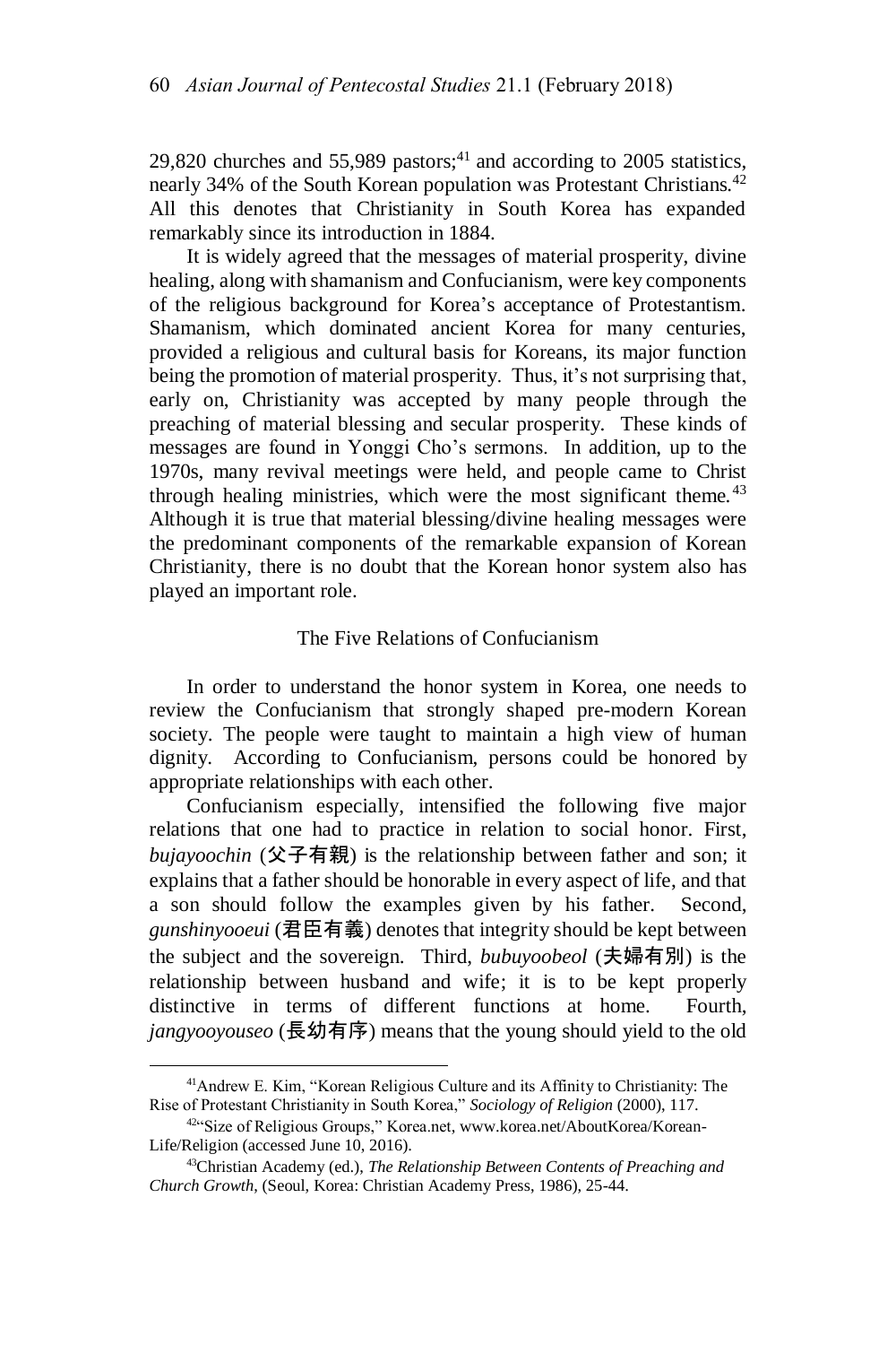29,820 churches and 55,989 pastors;[41] and according to 2005 statistics, nearly 34% of the South Korean population was Protestant Christians.[42] All this denotes that Christianity in South Korea has expanded remarkably since its introduction in 1884.

It is widely agreed that the messages of material prosperity, divine healing, along with shamanism and Confucianism, were key components of the religious background for Korea's acceptance of Protestantism. Shamanism, which dominated ancient Korea for many centuries, provided a religious and cultural basis for Koreans, its major function being the promotion of material prosperity. Thus, it's not surprising that, early on, Christianity was accepted by many people through the preaching of material blessing and secular prosperity. These kinds of messages are found in Yonggi Cho's sermons. In addition, up to the 1970s, many revival meetings were held, and people came to Christ through healing ministries, which were the most significant theme.[43] Although it is true that material blessing/divine healing messages were the predominant components of the remarkable expansion of Korean Christianity, there is no doubt that the Korean honor system also has played an important role.

## The Five Relations of Confucianism

In order to understand the honor system in Korea, one needs to review the Confucianism that strongly shaped pre-modern Korean society. The people were taught to maintain a high view of human dignity. According to Confucianism, persons could be honored by appropriate relationships with each other.

Confucianism especially, intensified the following five major relations that one had to practice in relation to social honor. First, *bujayoochin* (父子有親) is the relationship between father and son; it explains that a father should be honorable in every aspect of life, and that a son should follow the examples given by his father. Second, *gunshinyooeui* (君臣有義) denotes that integrity should be kept between the subject and the sovereign. Third, *bubuyoobeol* (夫婦有別) is the relationship between husband and wife; it is to be kept properly distinctive in terms of different functions at home. Fourth, *jangyooyouseo* (長幼有序) means that the young should yield to the old

---

[41]Andrew E. Kim, "Korean Religious Culture and its Affinity to Christianity: The Rise of Protestant Christianity in South Korea," *Sociology of Religion* (2000), 117.

[42]"Size of Religious Groups," Korea.net, www.korea.net/AboutKorea/Korean-Life/Religion (accessed June 10, 2016).

[43]Christian Academy (ed.), *The Relationship Between Contents of Preaching and Church Growth*, (Seoul, Korea: Christian Academy Press, 1986), 25-44.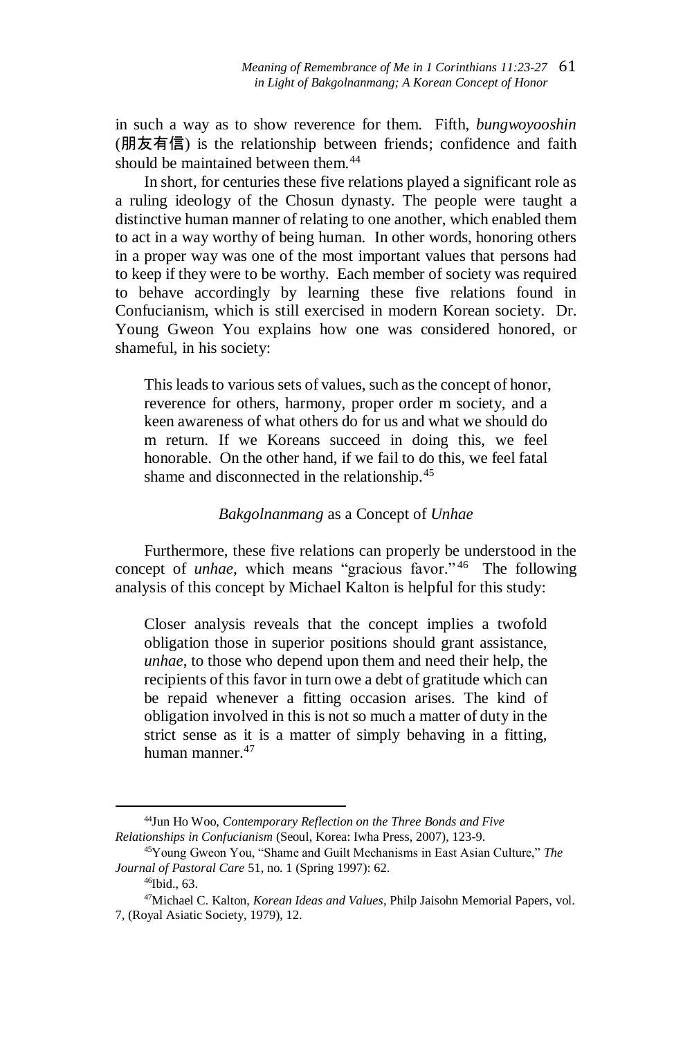in such a way as to show reverence for them. Fifth, *bungwoyooshin* (朋友有信) is the relationship between friends; confidence and faith should be maintained between them.[44]

In short, for centuries these five relations played a significant role as a ruling ideology of the Chosun dynasty. The people were taught a distinctive human manner of relating to one another, which enabled them to act in a way worthy of being human. In other words, honoring others in a proper way was one of the most important values that persons had to keep if they were to be worthy. Each member of society was required to behave accordingly by learning these five relations found in Confucianism, which is still exercised in modern Korean society. Dr. Young Gweon You explains how one was considered honored, or shameful, in his society:

> This leads to various sets of values, such as the concept of honor, reverence for others, harmony, proper order m society, and a keen awareness of what others do for us and what we should do m return. If we Koreans succeed in doing this, we feel honorable. On the other hand, if we fail to do this, we feel fatal shame and disconnected in the relationship.[45]

### *Bakgolnanmang* as a Concept of *Unhae*

Furthermore, these five relations can properly be understood in the concept of *unhae*, which means "gracious favor."[46] The following analysis of this concept by Michael Kalton is helpful for this study:

> Closer analysis reveals that the concept implies a twofold obligation those in superior positions should grant assistance, *unhae*, to those who depend upon them and need their help, the recipients of this favor in turn owe a debt of gratitude which can be repaid whenever a fitting occasion arises. The kind of obligation involved in this is not so much a matter of duty in the strict sense as it is a matter of simply behaving in a fitting, human manner.[47]

---

[44] Jun Ho Woo, *Contemporary Reflection on the Three Bonds and Five Relationships in Confucianism* (Seoul, Korea: Iwha Press, 2007), 123-9.

[45] Young Gweon You, "Shame and Guilt Mechanisms in East Asian Culture," *The Journal of Pastoral Care* 51, no. 1 (Spring 1997): 62.

[46] Ibid., 63.

[47] Michael C. Kalton, *Korean Ideas and Values*, Philp Jaisohn Memorial Papers, vol. 7, (Royal Asiatic Society, 1979), 12.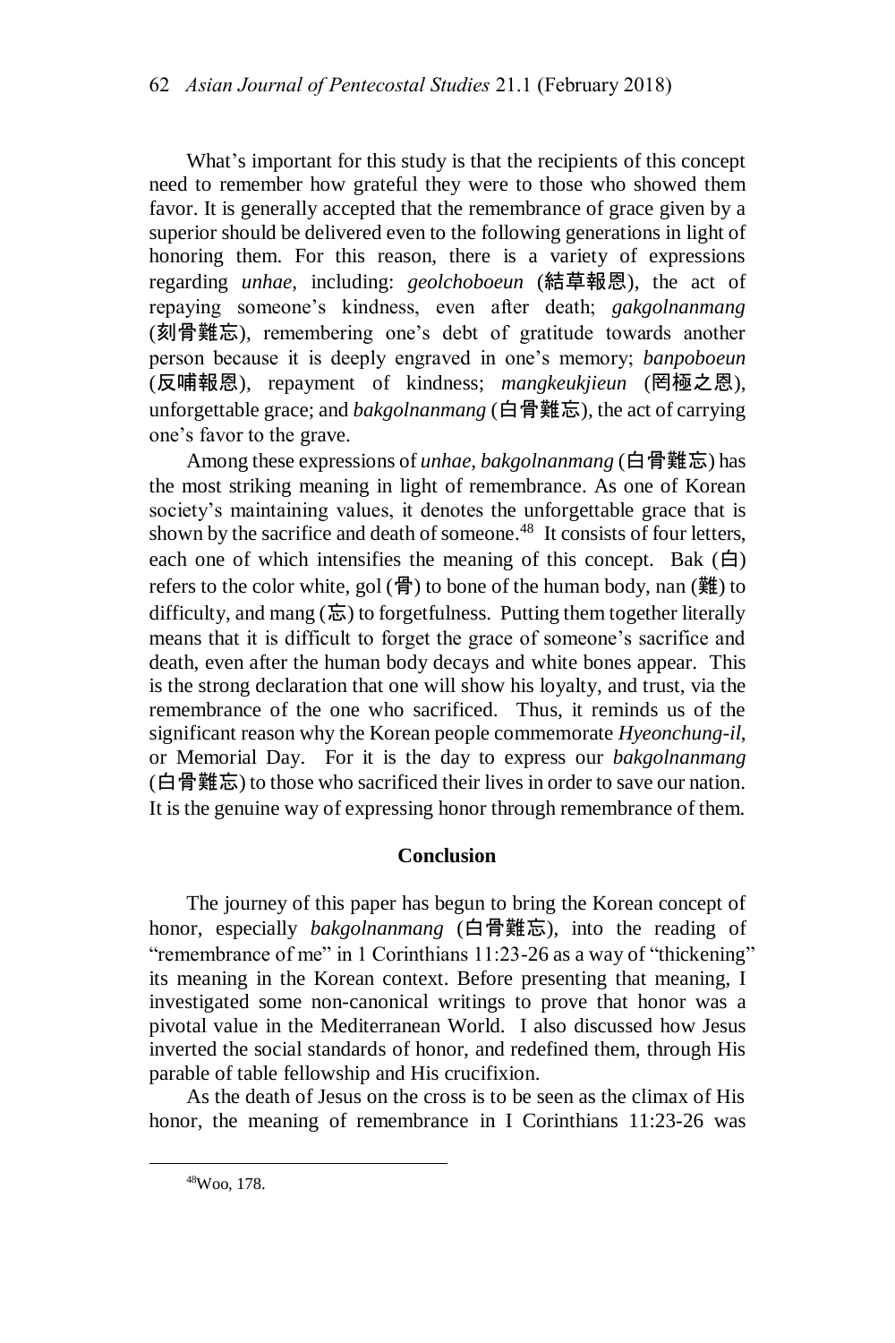What's important for this study is that the recipients of this concept need to remember how grateful they were to those who showed them favor. It is generally accepted that the remembrance of grace given by a superior should be delivered even to the following generations in light of honoring them. For this reason, there is a variety of expressions regarding *unhae*, including: *geolchoboeun* (結草報恩), the act of repaying someone's kindness, even after death; *gakgolnanmang* (刻骨難忘), remembering one's debt of gratitude towards another person because it is deeply engraved in one's memory; *banpoboeun* (反哺報恩), repayment of kindness; *mangkeukjieun* (罔極之恩), unforgettable grace; and *bakgolnanmang* (白骨難忘), the act of carrying one's favor to the grave.

Among these expressions of *unhae*, *bakgolnanmang* (白骨難忘) has the most striking meaning in light of remembrance. As one of Korean society's maintaining values, it denotes the unforgettable grace that is shown by the sacrifice and death of someone.[48] It consists of four letters, each one of which intensifies the meaning of this concept. Bak (白) refers to the color white, gol (骨) to bone of the human body, nan (難) to difficulty, and mang (忘) to forgetfulness. Putting them together literally means that it is difficult to forget the grace of someone's sacrifice and death, even after the human body decays and white bones appear. This is the strong declaration that one will show his loyalty, and trust, via the remembrance of the one who sacrificed. Thus, it reminds us of the significant reason why the Korean people commemorate *Hyeonchung-il*, or Memorial Day. For it is the day to express our *bakgolnanmang* (白骨難忘) to those who sacrificed their lives in order to save our nation. It is the genuine way of expressing honor through remembrance of them.

## Conclusion

The journey of this paper has begun to bring the Korean concept of honor, especially *bakgolnanmang* (白骨難忘), into the reading of "remembrance of me" in 1 Corinthians 11:23-26 as a way of "thickening" its meaning in the Korean context. Before presenting that meaning, I investigated some non-canonical writings to prove that honor was a pivotal value in the Mediterranean World. I also discussed how Jesus inverted the social standards of honor, and redefined them, through His parable of table fellowship and His crucifixion.

As the death of Jesus on the cross is to be seen as the climax of His honor, the meaning of remembrance in I Corinthians 11:23-26 was

---

[48]Woo, 178.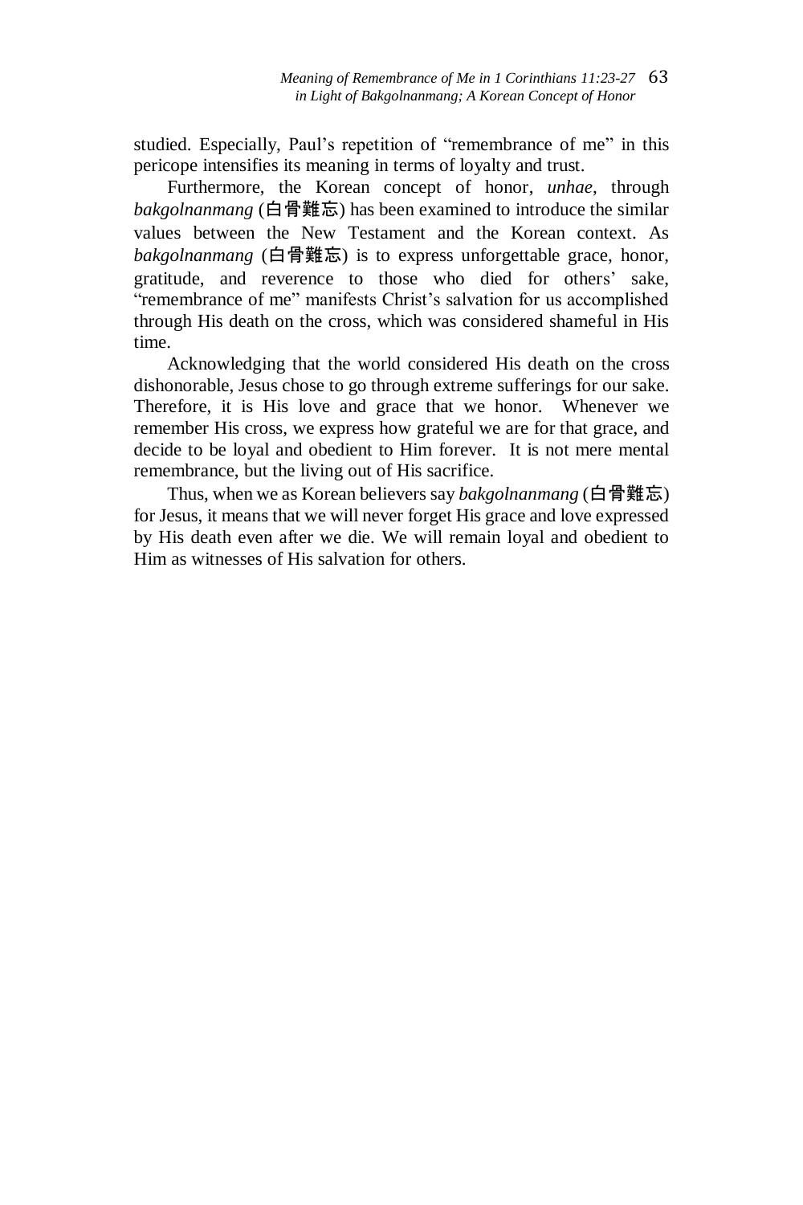studied. Especially, Paul's repetition of "remembrance of me" in this pericope intensifies its meaning in terms of loyalty and trust.

Furthermore, the Korean concept of honor, *unhae*, through *bakgolnanmang* (白骨難忘) has been examined to introduce the similar values between the New Testament and the Korean context. As *bakgolnanmang* (白骨難忘) is to express unforgettable grace, honor, gratitude, and reverence to those who died for others' sake, "remembrance of me" manifests Christ's salvation for us accomplished through His death on the cross, which was considered shameful in His time.

Acknowledging that the world considered His death on the cross dishonorable, Jesus chose to go through extreme sufferings for our sake. Therefore, it is His love and grace that we honor. Whenever we remember His cross, we express how grateful we are for that grace, and decide to be loyal and obedient to Him forever. It is not mere mental remembrance, but the living out of His sacrifice.

Thus, when we as Korean believers say *bakgolnanmang* (白骨難忘) for Jesus, it means that we will never forget His grace and love expressed by His death even after we die. We will remain loyal and obedient to Him as witnesses of His salvation for others.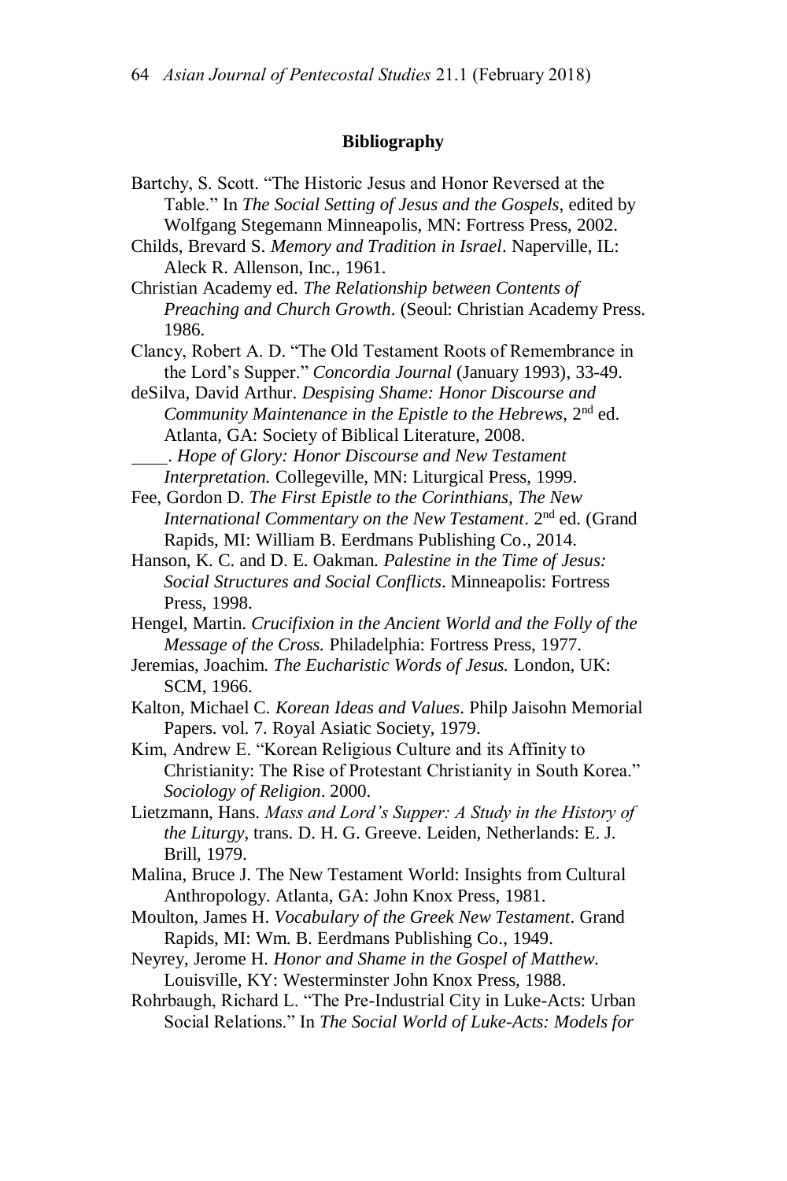**Bibliography**

Bartchy, S. Scott. "The Historic Jesus and Honor Reversed at the Table." In *The Social Setting of Jesus and the Gospels*, edited by Wolfgang Stegemann Minneapolis, MN: Fortress Press, 2002.

Childs, Brevard S. *Memory and Tradition in Israel*. Naperville, IL: Aleck R. Allenson, Inc., 1961.

Christian Academy ed. *The Relationship between Contents of Preaching and Church Growth*. (Seoul: Christian Academy Press. 1986.

Clancy, Robert A. D. "The Old Testament Roots of Remembrance in the Lord's Supper." *Concordia Journal* (January 1993), 33-49.

deSilva, David Arthur. *Despising Shame: Honor Discourse and Community Maintenance in the Epistle to the Hebrews*, 2nd ed. Atlanta, GA: Society of Biblical Literature, 2008.

\_\_\_\_. *Hope of Glory: Honor Discourse and New Testament Interpretation.* Collegeville, MN: Liturgical Press, 1999.

Fee, Gordon D. *The First Epistle to the Corinthians, The New International Commentary on the New Testament*. 2nd ed. (Grand Rapids, MI: William B. Eerdmans Publishing Co., 2014.

Hanson, K. C. and D. E. Oakman. *Palestine in the Time of Jesus: Social Structures and Social Conflicts*. Minneapolis: Fortress Press, 1998.

Hengel, Martin. *Crucifixion in the Ancient World and the Folly of the Message of the Cross.* Philadelphia: Fortress Press, 1977.

Jeremias, Joachim. *The Eucharistic Words of Jesus.* London, UK: SCM, 1966.

Kalton, Michael C. *Korean Ideas and Values*. Philp Jaisohn Memorial Papers. vol. 7. Royal Asiatic Society, 1979.

Kim, Andrew E. "Korean Religious Culture and its Affinity to Christianity: The Rise of Protestant Christianity in South Korea." *Sociology of Religion*. 2000.

Lietzmann, Hans. *Mass and Lord's Supper: A Study in the History of the Liturgy*, trans. D. H. G. Greeve. Leiden, Netherlands: E. J. Brill, 1979.

Malina, Bruce J. The New Testament World: Insights from Cultural Anthropology. Atlanta, GA: John Knox Press, 1981.

Moulton, James H. *Vocabulary of the Greek New Testament*. Grand Rapids, MI: Wm. B. Eerdmans Publishing Co., 1949.

Neyrey, Jerome H. *Honor and Shame in the Gospel of Matthew.* Louisville, KY: Westerminster John Knox Press, 1988.

Rohrbaugh, Richard L. "The Pre-Industrial City in Luke-Acts: Urban Social Relations." In *The Social World of Luke-Acts: Models for*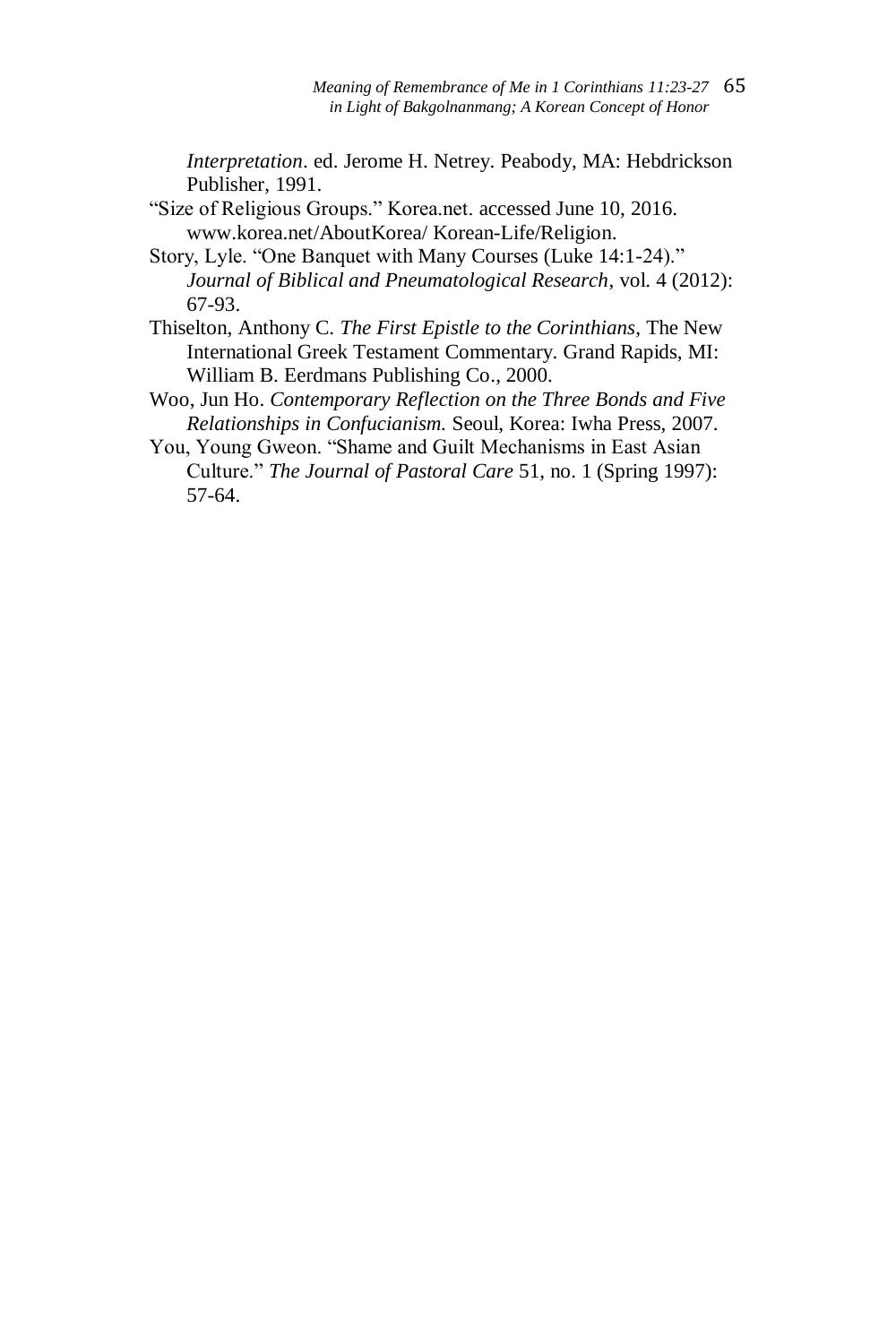*Interpretation*. ed. Jerome H. Netrey. Peabody, MA: Hebdrickson Publisher, 1991.

"Size of Religious Groups." Korea.net. accessed June 10, 2016. www.korea.net/AboutKorea/ Korean-Life/Religion.

Story, Lyle. "One Banquet with Many Courses (Luke 14:1-24)." *Journal of Biblical and Pneumatological Research*, vol. 4 (2012): 67-93.

Thiselton, Anthony C. *The First Epistle to the Corinthians*, The New International Greek Testament Commentary. Grand Rapids, MI: William B. Eerdmans Publishing Co., 2000.

Woo, Jun Ho. *Contemporary Reflection on the Three Bonds and Five Relationships in Confucianism.* Seoul, Korea: Iwha Press, 2007.

You, Young Gweon. "Shame and Guilt Mechanisms in East Asian Culture." *The Journal of Pastoral Care* 51, no. 1 (Spring 1997): 57-64.